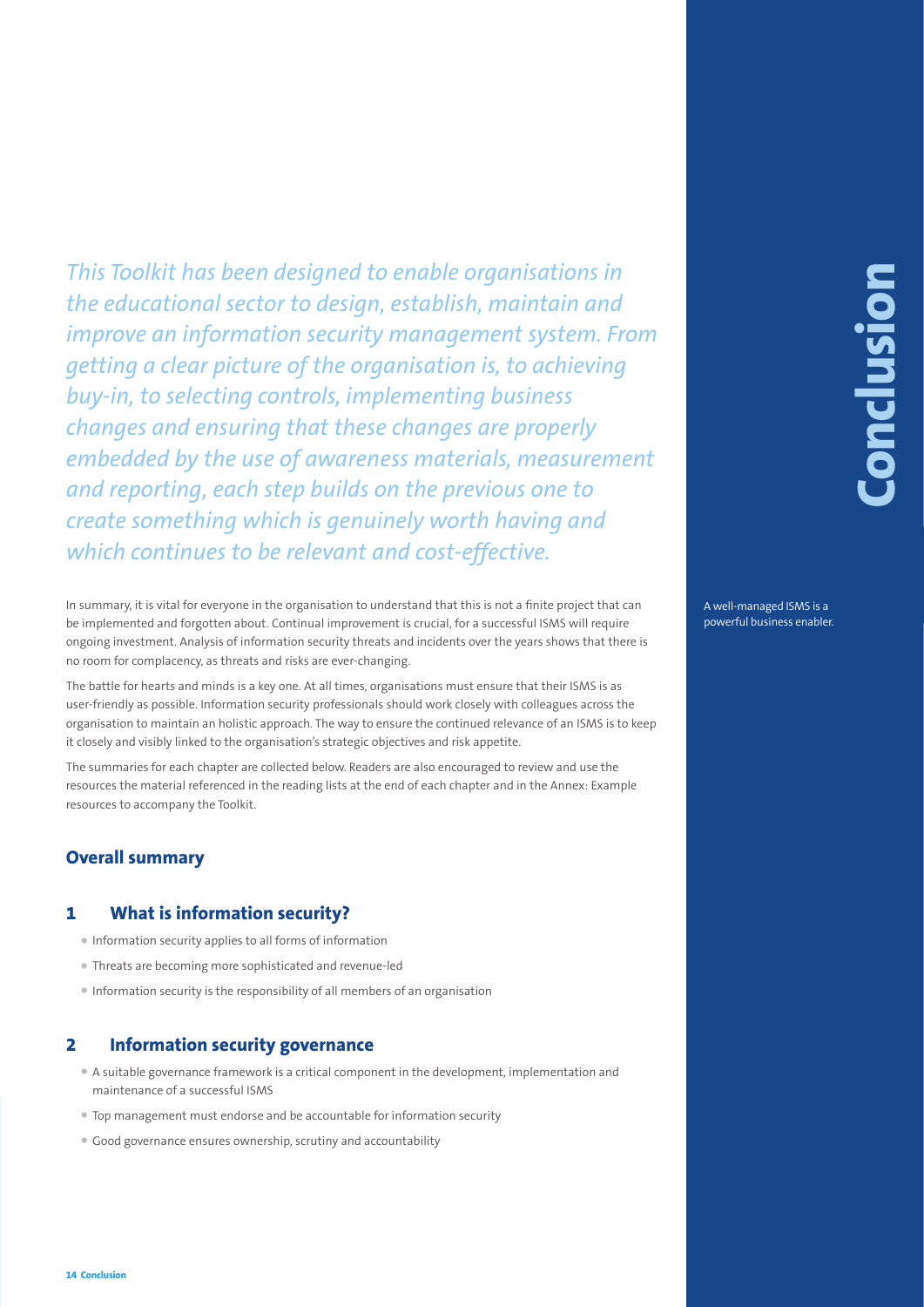# Conclusion

*This Toolkit has been designed to enable organisations in the educational sector to design, establish, maintain and improve an information security management system. From getting a clear picture of the organisation is, to achieving buy-in, to selecting controls, implementing business changes and ensuring that these changes are properly embedded by the use of awareness materials, measurement and reporting, each step builds on the previous one to create something which is genuinely worth having and which continues to be relevant and cost-effective.*

In summary, it is vital for everyone in the organisation to understand that this is not a finite project that can be implemented and forgotten about. Continual improvement is crucial, for a successful ISMS will require ongoing investment. Analysis of information security threats and incidents over the years shows that there is no room for complacency, as threats and risks are ever-changing.

A well-managed ISMS is a powerful business enabler.

The battle for hearts and minds is a key one. At all times, organisations must ensure that their ISMS is as user-friendly as possible. Information security professionals should work closely with colleagues across the organisation to maintain an holistic approach. The way to ensure the continued relevance of an ISMS is to keep it closely and visibly linked to the organisation's strategic objectives and risk appetite.

The summaries for each chapter are collected below. Readers are also encouraged to review and use the resources the material referenced in the reading lists at the end of each chapter and in the Annex: Example resources to accompany the Toolkit.

## Overall summary

### 1 What is information security?

- Information security applies to all forms of information
- Threats are becoming more sophisticated and revenue-led
- Information security is the responsibility of all members of an organisation

### 2 Information security governance

- A suitable governance framework is a critical component in the development, implementation and maintenance of a successful ISMS
- Top management must endorse and be accountable for information security
- Good governance ensures ownership, scrutiny and accountability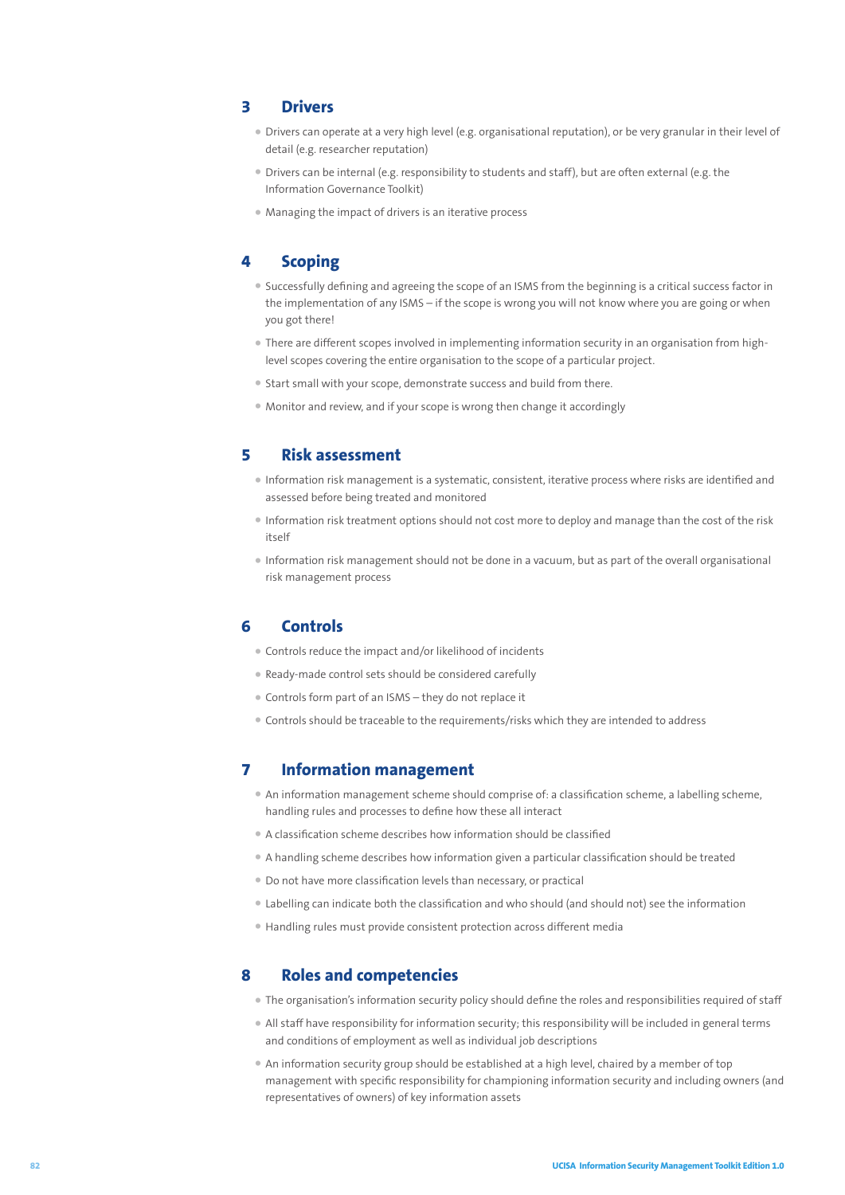## 3 Drivers

- Drivers can operate at a very high level (e.g. organisational reputation), or be very granular in their level of detail (e.g. researcher reputation)
- Drivers can be internal (e.g. responsibility to students and staff), but are often external (e.g. the Information Governance Toolkit)
- Managing the impact of drivers is an iterative process

## 4 Scoping

- Successfully defining and agreeing the scope of an ISMS from the beginning is a critical success factor in the implementation of any ISMS – if the scope is wrong you will not know where you are going or when you got there!
- There are different scopes involved in implementing information security in an organisation from high-level scopes covering the entire organisation to the scope of a particular project.
- Start small with your scope, demonstrate success and build from there.
- Monitor and review, and if your scope is wrong then change it accordingly

## 5 Risk assessment

- Information risk management is a systematic, consistent, iterative process where risks are identified and assessed before being treated and monitored
- Information risk treatment options should not cost more to deploy and manage than the cost of the risk itself
- Information risk management should not be done in a vacuum, but as part of the overall organisational risk management process

## 6 Controls

- Controls reduce the impact and/or likelihood of incidents
- Ready-made control sets should be considered carefully
- Controls form part of an ISMS – they do not replace it
- Controls should be traceable to the requirements/risks which they are intended to address

## 7 Information management

- An information management scheme should comprise of: a classification scheme, a labelling scheme, handling rules and processes to define how these all interact
- A classification scheme describes how information should be classified
- A handling scheme describes how information given a particular classification should be treated
- Do not have more classification levels than necessary, or practical
- Labelling can indicate both the classification and who should (and should not) see the information
- Handling rules must provide consistent protection across different media

## 8 Roles and competencies

- The organisation's information security policy should define the roles and responsibilities required of staff
- All staff have responsibility for information security; this responsibility will be included in general terms and conditions of employment as well as individual job descriptions
- An information security group should be established at a high level, chaired by a member of top management with specific responsibility for championing information security and including owners (and representatives of owners) of key information assets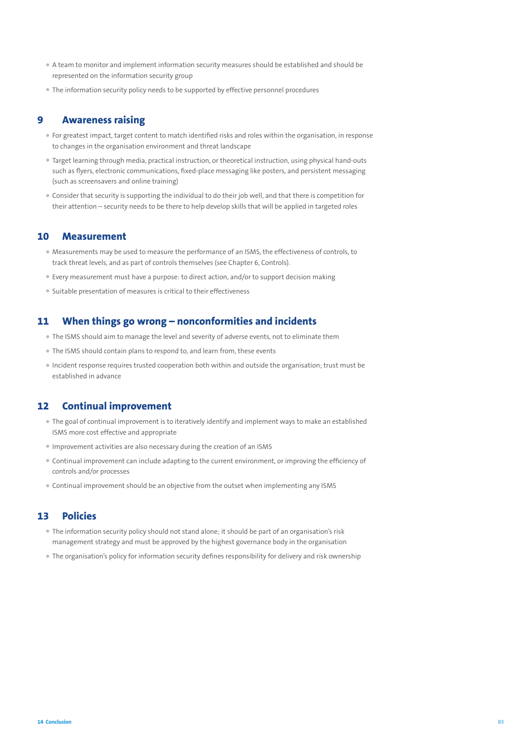- A team to monitor and implement information security measures should be established and should be represented on the information security group
- The information security policy needs to be supported by effective personnel procedures

## 9 Awareness raising

- For greatest impact, target content to match identified risks and roles within the organisation, in response to changes in the organisation environment and threat landscape
- Target learning through media, practical instruction, or theoretical instruction, using physical hand-outs such as flyers, electronic communications, fixed-place messaging like posters, and persistent messaging (such as screensavers and online training)
- Consider that security is supporting the individual to do their job well, and that there is competition for their attention – security needs to be there to help develop skills that will be applied in targeted roles

## 10 Measurement

- Measurements may be used to measure the performance of an ISMS, the effectiveness of controls, to track threat levels, and as part of controls themselves (see Chapter 6, Controls).
- Every measurement must have a purpose: to direct action, and/or to support decision making
- Suitable presentation of measures is critical to their effectiveness

## 11 When things go wrong – nonconformities and incidents

- The ISMS should aim to manage the level and severity of adverse events, not to eliminate them
- The ISMS should contain plans to respond to, and learn from, these events
- Incident response requires trusted cooperation both within and outside the organisation; trust must be established in advance

## 12 Continual improvement

- The goal of continual improvement is to iteratively identify and implement ways to make an established ISMS more cost effective and appropriate
- Improvement activities are also necessary during the creation of an ISMS
- Continual improvement can include adapting to the current environment, or improving the efficiency of controls and/or processes
- Continual improvement should be an objective from the outset when implementing any ISMS

## 13 Policies

- The information security policy should not stand alone; it should be part of an organisation's risk management strategy and must be approved by the highest governance body in the organisation
- The organisation's policy for information security defines responsibility for delivery and risk ownership